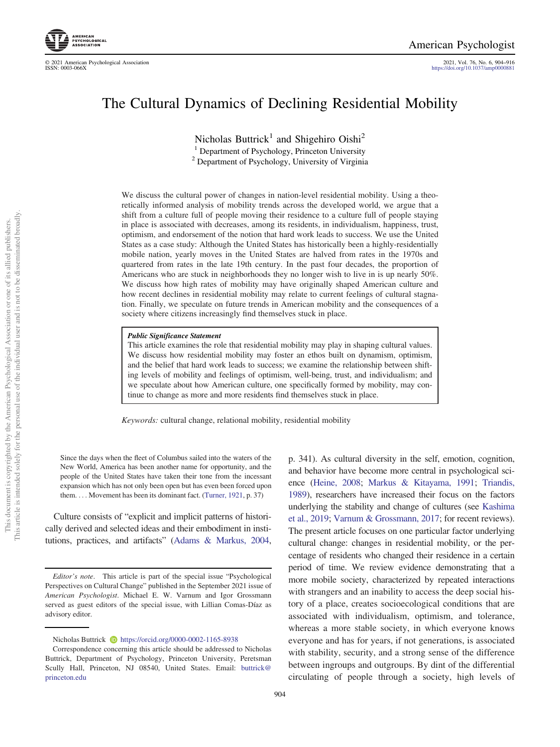# The Cultural Dynamics of Declining Residential Mobility

Nicholas Buttrick[1] and Shigehiro Oishi[2]

[1] Department of Psychology, Princeton University

[2] Department of Psychology, University of Virginia

We discuss the cultural power of changes in nation-level residential mobility. Using a theoretically informed analysis of mobility trends across the developed world, we argue that a shift from a culture full of people moving their residence to a culture full of people staying in place is associated with decreases, among its residents, in individualism, happiness, trust, optimism, and endorsement of the notion that hard work leads to success. We use the United States as a case study: Although the United States has historically been a highly-residentially mobile nation, yearly moves in the United States are halved from rates in the 1970s and quartered from rates in the late 19th century. In the past four decades, the proportion of Americans who are stuck in neighborhoods they no longer wish to live in is up nearly 50%. We discuss how high rates of mobility may have originally shaped American culture and how recent declines in residential mobility may relate to current feelings of cultural stagnation. Finally, we speculate on future trends in American mobility and the consequences of a society where citizens increasingly find themselves stuck in place.

> ***Public Significance Statement***
>
> This article examines the role that residential mobility may play in shaping cultural values. We discuss how residential mobility may foster an ethos built on dynamism, optimism, and the belief that hard work leads to success; we examine the relationship between shifting levels of mobility and feelings of optimism, well-being, trust, and individualism; and we speculate about how American culture, one specifically formed by mobility, may continue to change as more and more residents find themselves stuck in place.

*Keywords:* cultural change, relational mobility, residential mobility

> Since the days when the fleet of Columbus sailed into the waters of the New World, America has been another name for opportunity, and the people of the United States have taken their tone from the incessant expansion which has not only been open but has even been forced upon them. . . . Movement has been its dominant fact. (Turner, 1921, p. 37)

Culture consists of "explicit and implicit patterns of historically derived and selected ideas and their embodiment in institutions, practices, and artifacts" (Adams & Markus, 2004, p. 341). As cultural diversity in the self, emotion, cognition, and behavior have become more central in psychological science (Heine, 2008; Markus & Kitayama, 1991; Triandis, 1989), researchers have increased their focus on the factors underlying the stability and change of cultures (see Kashima et al., 2019; Varnum & Grossmann, 2017; for recent reviews). The present article focuses on one particular factor underlying cultural change: changes in residential mobility, or the percentage of residents who changed their residence in a certain period of time. We review evidence demonstrating that a more mobile society, characterized by repeated interactions with strangers and an inability to access the deep social history of a place, creates socioecological conditions that are associated with individualism, optimism, and tolerance, whereas a more stable society, in which everyone knows everyone and has for years, if not generations, is associated with stability, security, and a strong sense of the difference between ingroups and outgroups. By dint of the differential circulating of people through a society, high levels of

---

*Editor's note.* This article is part of the special issue "Psychological Perspectives on Cultural Change" published in the September 2021 issue of *American Psychologist*. Michael E. W. Varnum and Igor Grossmann served as guest editors of the special issue, with Lillian Comas-Díaz as advisory editor.

Nicholas Buttrick https://orcid.org/0000-0002-1165-8938

Correspondence concerning this article should be addressed to Nicholas Buttrick, Department of Psychology, Princeton University, Peretsman Scully Hall, Princeton, NJ 08540, United States. Email: buttrick@princeton.edu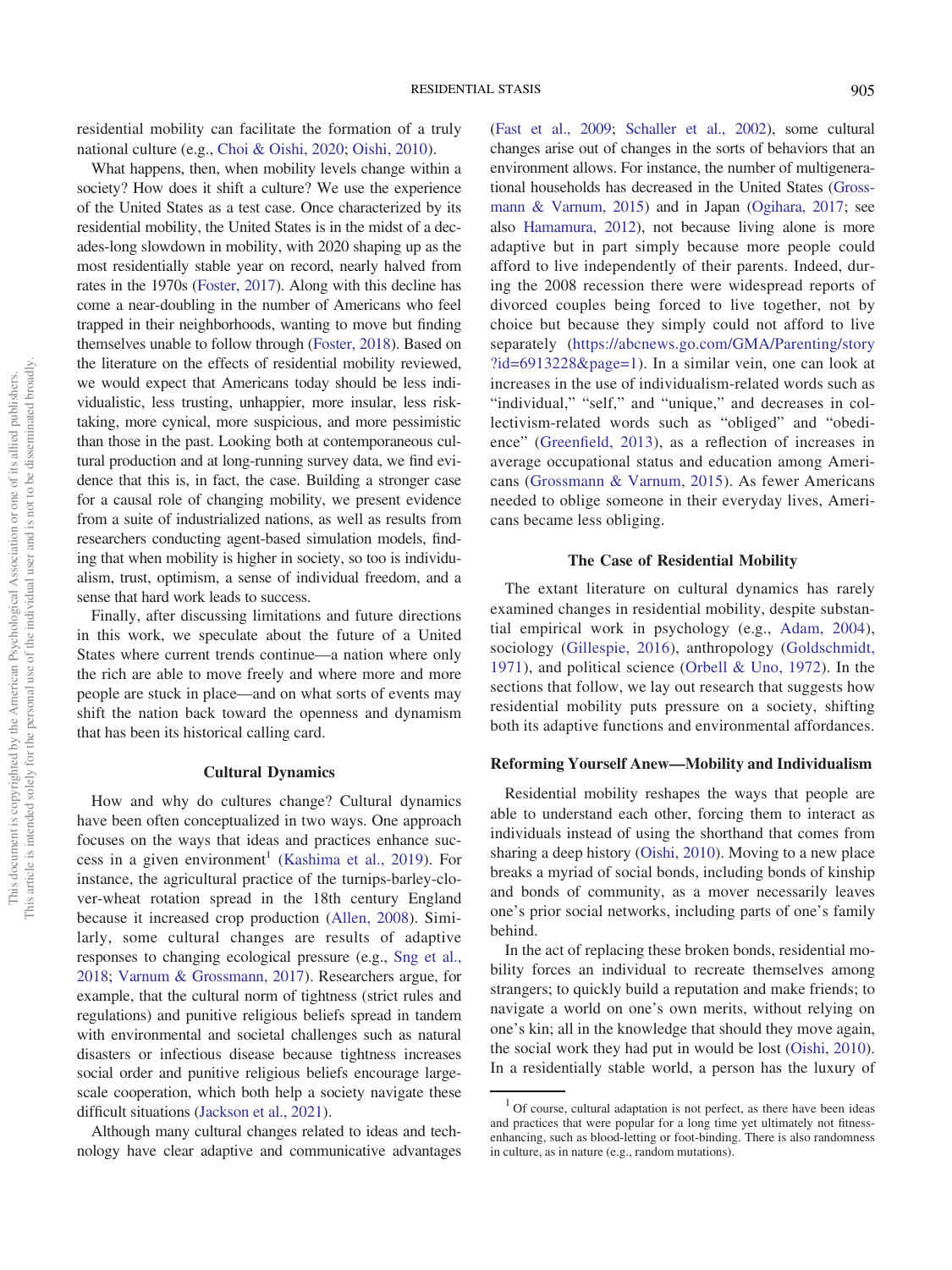residential mobility can facilitate the formation of a truly national culture (e.g., Choi & Oishi, 2020; Oishi, 2010).

What happens, then, when mobility levels change within a society? How does it shift a culture? We use the experience of the United States as a test case. Once characterized by its residential mobility, the United States is in the midst of a decades-long slowdown in mobility, with 2020 shaping up as the most residentially stable year on record, nearly halved from rates in the 1970s (Foster, 2017). Along with this decline has come a near-doubling in the number of Americans who feel trapped in their neighborhoods, wanting to move but finding themselves unable to follow through (Foster, 2018). Based on the literature on the effects of residential mobility reviewed, we would expect that Americans today should be less individualistic, less trusting, unhappier, more insular, less risk-taking, more cynical, more suspicious, and more pessimistic than those in the past. Looking both at contemporaneous cultural production and at long-running survey data, we find evidence that this is, in fact, the case. Building a stronger case for a causal role of changing mobility, we present evidence from a suite of industrialized nations, as well as results from researchers conducting agent-based simulation models, finding that when mobility is higher in society, so too is individualism, trust, optimism, a sense of individual freedom, and a sense that hard work leads to success.

Finally, after discussing limitations and future directions in this work, we speculate about the future of a United States where current trends continue—a nation where only the rich are able to move freely and where more and more people are stuck in place—and on what sorts of events may shift the nation back toward the openness and dynamism that has been its historical calling card.

## Cultural Dynamics

How and why do cultures change? Cultural dynamics have been often conceptualized in two ways. One approach focuses on the ways that ideas and practices enhance success in a given environment[1] (Kashima et al., 2019). For instance, the agricultural practice of the turnips-barley-clover-wheat rotation spread in the 18th century England because it increased crop production (Allen, 2008). Similarly, some cultural changes are results of adaptive responses to changing ecological pressure (e.g., Sng et al., 2018; Varnum & Grossmann, 2017). Researchers argue, for example, that the cultural norm of tightness (strict rules and regulations) and punitive religious beliefs spread in tandem with environmental and societal challenges such as natural disasters or infectious disease because tightness increases social order and punitive religious beliefs encourage large-scale cooperation, which both help a society navigate these difficult situations (Jackson et al., 2021).

Although many cultural changes related to ideas and technology have clear adaptive and communicative advantages (Fast et al., 2009; Schaller et al., 2002), some cultural changes arise out of changes in the sorts of behaviors that an environment allows. For instance, the number of multigenerational households has decreased in the United States (Grossmann & Varnum, 2015) and in Japan (Ogihara, 2017; see also Hamamura, 2012), not because living alone is more adaptive but in part simply because more people could afford to live independently of their parents. Indeed, during the 2008 recession there were widespread reports of divorced couples being forced to live together, not by choice but because they simply could not afford to live separately (https://abcnews.go.com/GMA/Parenting/story?id=6913228&page=1). In a similar vein, one can look at increases in the use of individualism-related words such as "individual," "self," and "unique," and decreases in collectivism-related words such as "obliged" and "obedience" (Greenfield, 2013), as a reflection of increases in average occupational status and education among Americans (Grossmann & Varnum, 2015). As fewer Americans needed to oblige someone in their everyday lives, Americans became less obliging.

## The Case of Residential Mobility

The extant literature on cultural dynamics has rarely examined changes in residential mobility, despite substantial empirical work in psychology (e.g., Adam, 2004), sociology (Gillespie, 2016), anthropology (Goldschmidt, 1971), and political science (Orbell & Uno, 1972). In the sections that follow, we lay out research that suggests how residential mobility puts pressure on a society, shifting both its adaptive functions and environmental affordances.

### Reforming Yourself Anew—Mobility and Individualism

Residential mobility reshapes the ways that people are able to understand each other, forcing them to interact as individuals instead of using the shorthand that comes from sharing a deep history (Oishi, 2010). Moving to a new place breaks a myriad of social bonds, including bonds of kinship and bonds of community, as a mover necessarily leaves one's prior social networks, including parts of one's family behind.

In the act of replacing these broken bonds, residential mobility forces an individual to recreate themselves among strangers; to quickly build a reputation and make friends; to navigate a world on one's own merits, without relying on one's kin; all in the knowledge that should they move again, the social work they had put in would be lost (Oishi, 2010). In a residentially stable world, a person has the luxury of

[1] Of course, cultural adaptation is not perfect, as there have been ideas and practices that were popular for a long time yet ultimately not fitness-enhancing, such as blood-letting or foot-binding. There is also randomness in culture, as in nature (e.g., random mutations).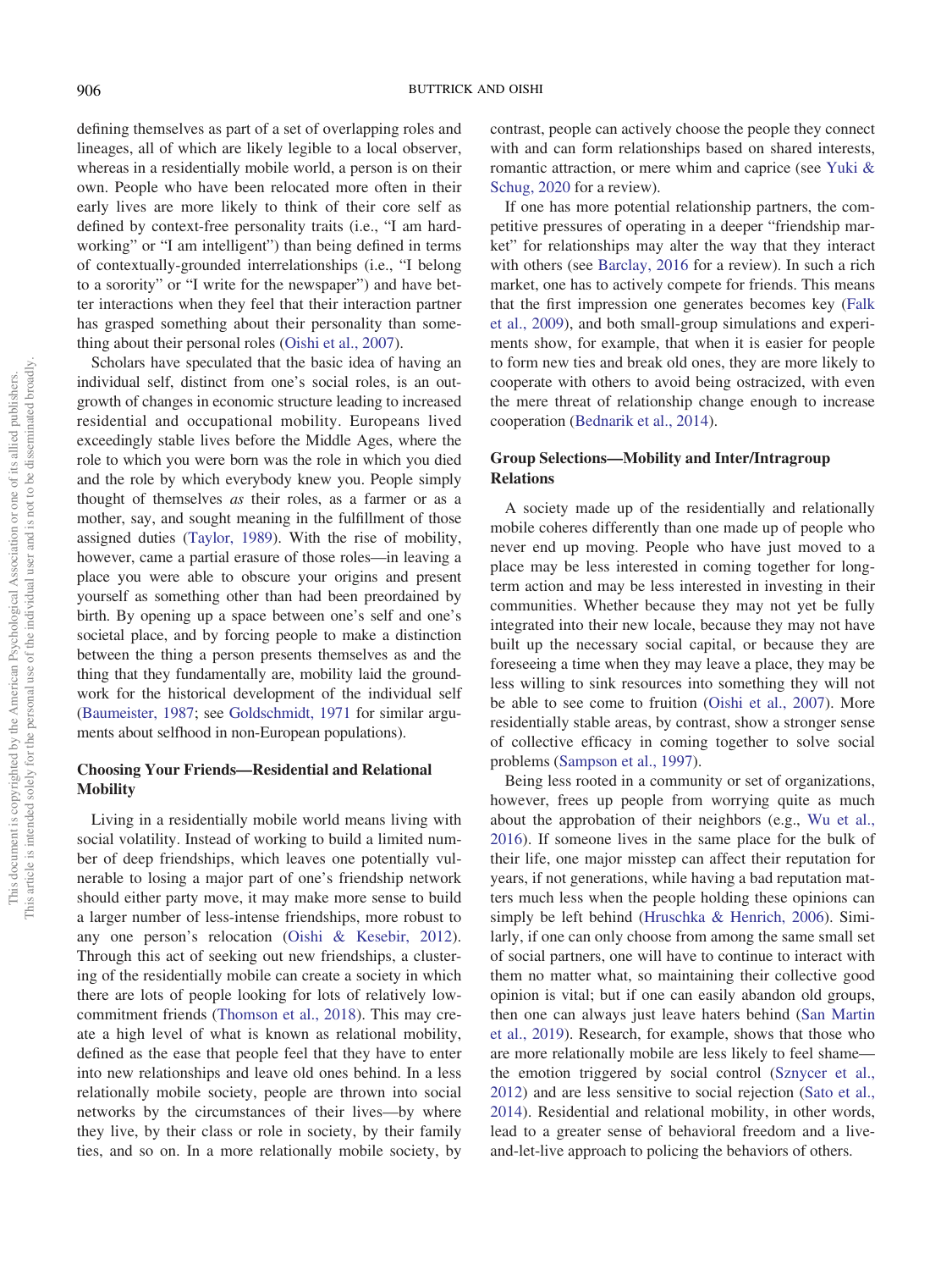defining themselves as part of a set of overlapping roles and lineages, all of which are likely legible to a local observer, whereas in a residentially mobile world, a person is on their own. People who have been relocated more often in their early lives are more likely to think of their core self as defined by context-free personality traits (i.e., "I am hard-working" or "I am intelligent") than being defined in terms of contextually-grounded interrelationships (i.e., "I belong to a sorority" or "I write for the newspaper") and have better interactions when they feel that their interaction partner has grasped something about their personality than something about their personal roles (Oishi et al., 2007).

Scholars have speculated that the basic idea of having an individual self, distinct from one's social roles, is an outgrowth of changes in economic structure leading to increased residential and occupational mobility. Europeans lived exceedingly stable lives before the Middle Ages, where the role to which you were born was the role in which you died and the role by which everybody knew you. People simply thought of themselves *as* their roles, as a farmer or as a mother, say, and sought meaning in the fulfillment of those assigned duties (Taylor, 1989). With the rise of mobility, however, came a partial erasure of those roles—in leaving a place you were able to obscure your origins and present yourself as something other than had been preordained by birth. By opening up a space between one's self and one's societal place, and by forcing people to make a distinction between the thing a person presents themselves as and the thing that they fundamentally are, mobility laid the groundwork for the historical development of the individual self (Baumeister, 1987; see Goldschmidt, 1971 for similar arguments about selfhood in non-European populations).

## Choosing Your Friends—Residential and Relational Mobility

Living in a residentially mobile world means living with social volatility. Instead of working to build a limited number of deep friendships, which leaves one potentially vulnerable to losing a major part of one's friendship network should either party move, it may make more sense to build a larger number of less-intense friendships, more robust to any one person's relocation (Oishi & Kesebir, 2012). Through this act of seeking out new friendships, a clustering of the residentially mobile can create a society in which there are lots of people looking for lots of relatively low-commitment friends (Thomson et al., 2018). This may create a high level of what is known as relational mobility, defined as the ease that people feel that they have to enter into new relationships and leave old ones behind. In a less relationally mobile society, people are thrown into social networks by the circumstances of their lives—by where they live, by their class or role in society, by their family ties, and so on. In a more relationally mobile society, by contrast, people can actively choose the people they connect with and can form relationships based on shared interests, romantic attraction, or mere whim and caprice (see Yuki & Schug, 2020 for a review).

If one has more potential relationship partners, the competitive pressures of operating in a deeper "friendship market" for relationships may alter the way that they interact with others (see Barclay, 2016 for a review). In such a rich market, one has to actively compete for friends. This means that the first impression one generates becomes key (Falk et al., 2009), and both small-group simulations and experiments show, for example, that when it is easier for people to form new ties and break old ones, they are more likely to cooperate with others to avoid being ostracized, with even the mere threat of relationship change enough to increase cooperation (Bednarik et al., 2014).

## Group Selections—Mobility and Inter/Intragroup Relations

A society made up of the residentially and relationally mobile coheres differently than one made up of people who never end up moving. People who have just moved to a place may be less interested in coming together for long-term action and may be less interested in investing in their communities. Whether because they may not yet be fully integrated into their new locale, because they may not have built up the necessary social capital, or because they are foreseeing a time when they may leave a place, they may be less willing to sink resources into something they will not be able to see come to fruition (Oishi et al., 2007). More residentially stable areas, by contrast, show a stronger sense of collective efficacy in coming together to solve social problems (Sampson et al., 1997).

Being less rooted in a community or set of organizations, however, frees up people from worrying quite as much about the approbation of their neighbors (e.g., Wu et al., 2016). If someone lives in the same place for the bulk of their life, one major misstep can affect their reputation for years, if not generations, while having a bad reputation matters much less when the people holding these opinions can simply be left behind (Hruschka & Henrich, 2006). Similarly, if one can only choose from among the same small set of social partners, one will have to continue to interact with them no matter what, so maintaining their collective good opinion is vital; but if one can easily abandon old groups, then one can always just leave haters behind (San Martin et al., 2019). Research, for example, shows that those who are more relationally mobile are less likely to feel shame—the emotion triggered by social control (Sznycer et al., 2012) and are less sensitive to social rejection (Sato et al., 2014). Residential and relational mobility, in other words, lead to a greater sense of behavioral freedom and a live-and-let-live approach to policing the behaviors of others.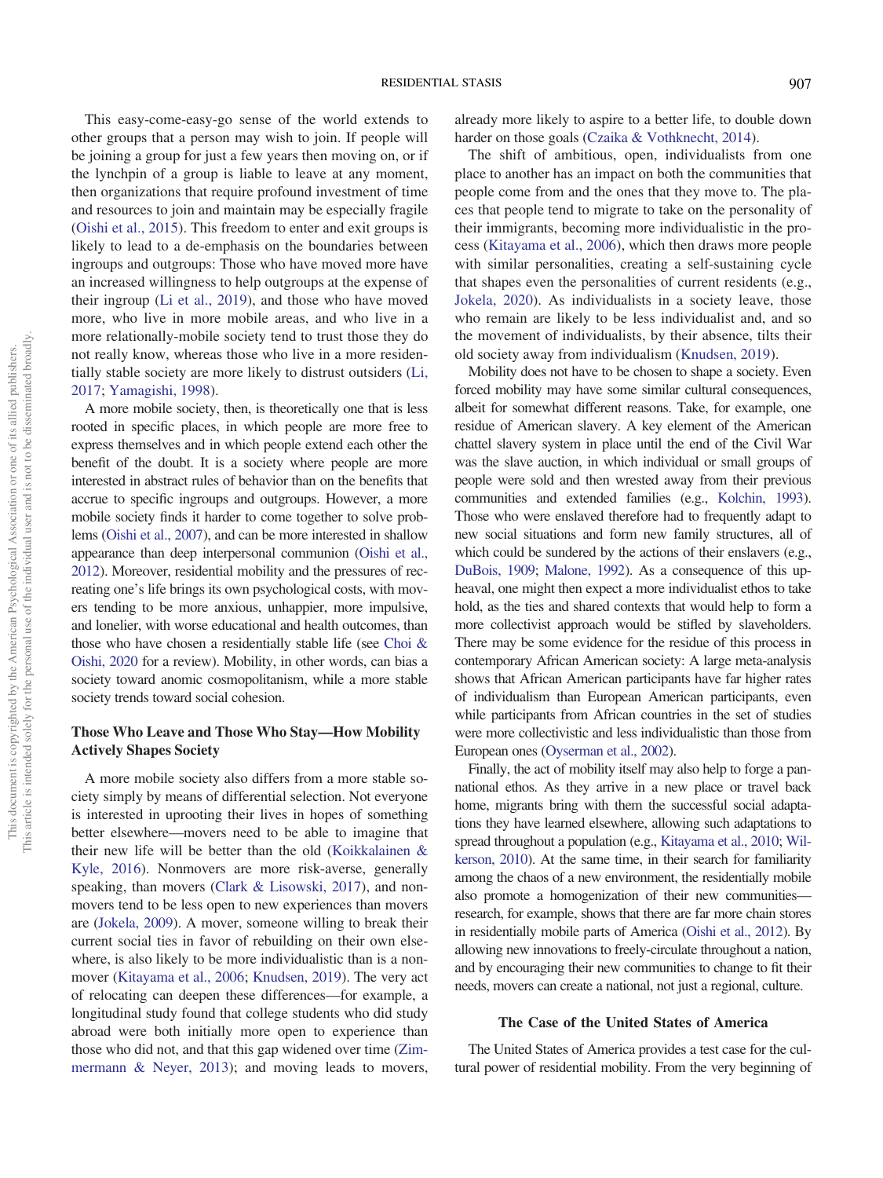This easy-come-easy-go sense of the world extends to other groups that a person may wish to join. If people will be joining a group for just a few years then moving on, or if the lynchpin of a group is liable to leave at any moment, then organizations that require profound investment of time and resources to join and maintain may be especially fragile (Oishi et al., 2015). This freedom to enter and exit groups is likely to lead to a de-emphasis on the boundaries between ingroups and outgroups: Those who have moved more have an increased willingness to help outgroups at the expense of their ingroup (Li et al., 2019), and those who have moved more, who live in more mobile areas, and who live in a more relationally-mobile society tend to trust those they do not really know, whereas those who live in a more residentially stable society are more likely to distrust outsiders (Li, 2017; Yamagishi, 1998).

A more mobile society, then, is theoretically one that is less rooted in specific places, in which people are more free to express themselves and in which people extend each other the benefit of the doubt. It is a society where people are more interested in abstract rules of behavior than on the benefits that accrue to specific ingroups and outgroups. However, a more mobile society finds it harder to come together to solve problems (Oishi et al., 2007), and can be more interested in shallow appearance than deep interpersonal communion (Oishi et al., 2012). Moreover, residential mobility and the pressures of recreating one's life brings its own psychological costs, with movers tending to be more anxious, unhappier, more impulsive, and lonelier, with worse educational and health outcomes, than those who have chosen a residentially stable life (see Choi & Oishi, 2020 for a review). Mobility, in other words, can bias a society toward anomic cosmopolitanism, while a more stable society trends toward social cohesion.

### Those Who Leave and Those Who Stay—How Mobility Actively Shapes Society

A more mobile society also differs from a more stable society simply by means of differential selection. Not everyone is interested in uprooting their lives in hopes of something better elsewhere—movers need to be able to imagine that their new life will be better than the old (Koikkalainen & Kyle, 2016). Nonmovers are more risk-averse, generally speaking, than movers (Clark & Lisowski, 2017), and nonmovers tend to be less open to new experiences than movers are (Jokela, 2009). A mover, someone willing to break their current social ties in favor of rebuilding on their own elsewhere, is also likely to be more individualistic than is a nonmover (Kitayama et al., 2006; Knudsen, 2019). The very act of relocating can deepen these differences—for example, a longitudinal study found that college students who did study abroad were both initially more open to experience than those who did not, and that this gap widened over time (Zimmermann & Neyer, 2013); and moving leads to movers, already more likely to aspire to a better life, to double down harder on those goals (Czaika & Vothknecht, 2014).

The shift of ambitious, open, individualists from one place to another has an impact on both the communities that people come from and the ones that they move to. The places that people tend to migrate to take on the personality of their immigrants, becoming more individualistic in the process (Kitayama et al., 2006), which then draws more people with similar personalities, creating a self-sustaining cycle that shapes even the personalities of current residents (e.g., Jokela, 2020). As individualists in a society leave, those who remain are likely to be less individualist and, and so the movement of individualists, by their absence, tilts their old society away from individualism (Knudsen, 2019).

Mobility does not have to be chosen to shape a society. Even forced mobility may have some similar cultural consequences, albeit for somewhat different reasons. Take, for example, one residue of American slavery. A key element of the American chattel slavery system in place until the end of the Civil War was the slave auction, in which individual or small groups of people were sold and then wrested away from their previous communities and extended families (e.g., Kolchin, 1993). Those who were enslaved therefore had to frequently adapt to new social situations and form new family structures, all of which could be sundered by the actions of their enslavers (e.g., DuBois, 1909; Malone, 1992). As a consequence of this upheaval, one might then expect a more individualist ethos to take hold, as the ties and shared contexts that would help to form a more collectivist approach would be stifled by slaveholders. There may be some evidence for the residue of this process in contemporary African American society: A large meta-analysis shows that African American participants have far higher rates of individualism than European American participants, even while participants from African countries in the set of studies were more collectivistic and less individualistic than those from European ones (Oyserman et al., 2002).

Finally, the act of mobility itself may also help to forge a pan-national ethos. As they arrive in a new place or travel back home, migrants bring with them the successful social adaptations they have learned elsewhere, allowing such adaptations to spread throughout a population (e.g., Kitayama et al., 2010; Wilkerson, 2010). At the same time, in their search for familiarity among the chaos of a new environment, the residentially mobile also promote a homogenization of their new communities—research, for example, shows that there are far more chain stores in residentially mobile parts of America (Oishi et al., 2012). By allowing new innovations to freely-circulate throughout a nation, and by encouraging their new communities to change to fit their needs, movers can create a national, not just a regional, culture.

### The Case of the United States of America

The United States of America provides a test case for the cultural power of residential mobility. From the very beginning of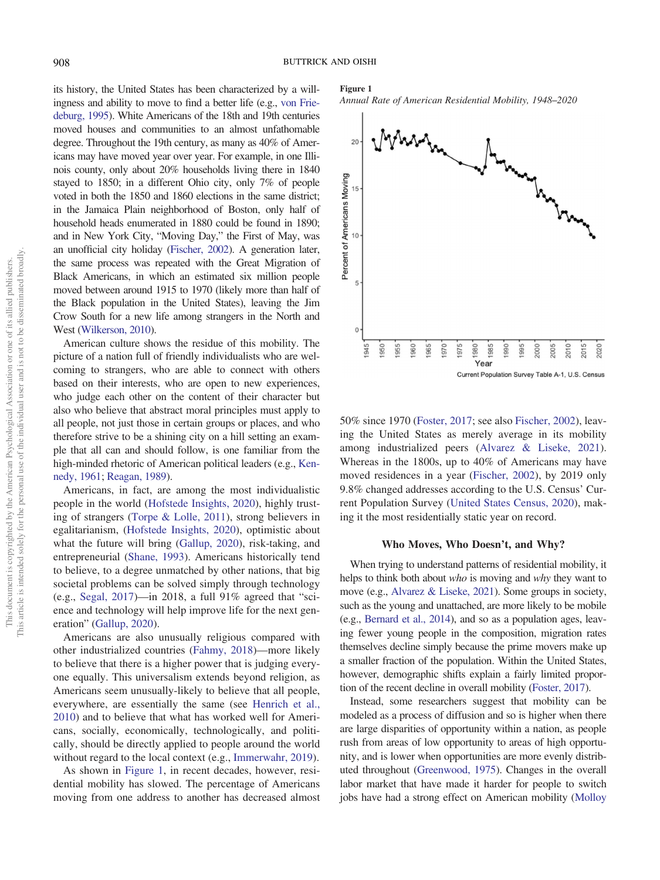its history, the United States has been characterized by a willingness and ability to move to find a better life (e.g., von Friedeburg, 1995). White Americans of the 18th and 19th centuries moved houses and communities to an almost unfathomable degree. Throughout the 19th century, as many as 40% of Americans may have moved year over year. For example, in one Illinois county, only about 20% households living there in 1840 stayed to 1850; in a different Ohio city, only 7% of people voted in both the 1850 and 1860 elections in the same district; in the Jamaica Plain neighborhood of Boston, only half of household heads enumerated in 1880 could be found in 1890; and in New York City, "Moving Day," the First of May, was an unofficial city holiday (Fischer, 2002). A generation later, the same process was repeated with the Great Migration of Black Americans, in which an estimated six million people moved between around 1915 to 1970 (likely more than half of the Black population in the United States), leaving the Jim Crow South for a new life among strangers in the North and West (Wilkerson, 2010).

American culture shows the residue of this mobility. The picture of a nation full of friendly individualists who are welcoming to strangers, who are able to connect with others based on their interests, who are open to new experiences, who judge each other on the content of their character but also who believe that abstract moral principles must apply to all people, not just those in certain groups or places, and who therefore strive to be a shining city on a hill setting an example that all can and should follow, is one familiar from the high-minded rhetoric of American political leaders (e.g., Kennedy, 1961; Reagan, 1989).

Americans, in fact, are among the most individualistic people in the world (Hofstede Insights, 2020), highly trusting of strangers (Torpe & Lolle, 2011), strong believers in egalitarianism, (Hofstede Insights, 2020), optimistic about what the future will bring (Gallup, 2020), risk-taking, and entrepreneurial (Shane, 1993). Americans historically tend to believe, to a degree unmatched by other nations, that big societal problems can be solved simply through technology (e.g., Segal, 2017)—in 2018, a full 91% agreed that "science and technology will help improve life for the next generation" (Gallup, 2020).

Americans are also unusually religious compared with other industrialized countries (Fahmy, 2018)—more likely to believe that there is a higher power that is judging everyone equally. This universalism extends beyond religion, as Americans seem unusually-likely to believe that all people, everywhere, are essentially the same (see Henrich et al., 2010) and to believe that what has worked well for Americans, socially, economically, technologically, and politically, should be directly applied to people around the world without regard to the local context (e.g., Immerwahr, 2019).

As shown in Figure 1, in recent decades, however, residential mobility has slowed. The percentage of Americans moving from one address to another has decreased almost 50% since 1970 (Foster, 2017; see also Fischer, 2002), leaving the United States as merely average in its mobility among industrialized peers (Alvarez & Liseke, 2021). Whereas in the 1800s, up to 40% of Americans may have moved residences in a year (Fischer, 2002), by 2019 only 9.8% changed addresses according to the U.S. Census' Current Population Survey (United States Census, 2020), making it the most residentially static year on record.

**Figure 1**
*Annual Rate of American Residential Mobility, 1948–2020*

Current Population Survey Table A-1, U.S. Census

## Who Moves, Who Doesn't, and Why?

When trying to understand patterns of residential mobility, it helps to think both about *who* is moving and *why* they want to move (e.g., Alvarez & Liseke, 2021). Some groups in society, such as the young and unattached, are more likely to be mobile (e.g., Bernard et al., 2014), and so as a population ages, leaving fewer young people in the composition, migration rates themselves decline simply because the prime movers make up a smaller fraction of the population. Within the United States, however, demographic shifts explain a fairly limited proportion of the recent decline in overall mobility (Foster, 2017).

Instead, some researchers suggest that mobility can be modeled as a process of diffusion and so is higher when there are large disparities of opportunity within a nation, as people rush from areas of low opportunity to areas of high opportunity, and is lower when opportunities are more evenly distributed throughout (Greenwood, 1975). Changes in the overall labor market that have made it harder for people to switch jobs have had a strong effect on American mobility (Molloy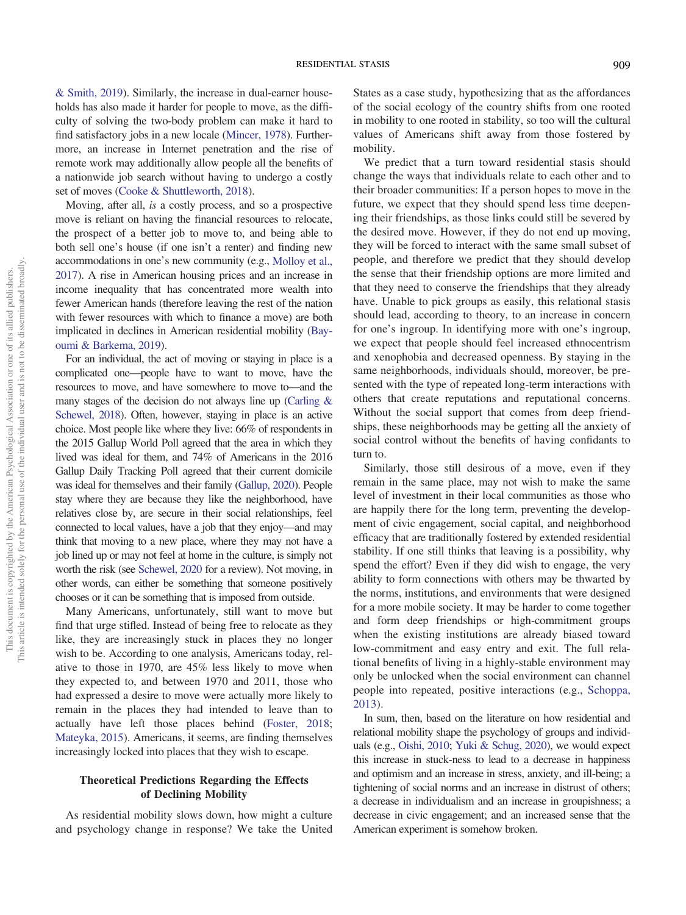& Smith, 2019). Similarly, the increase in dual-earner households has also made it harder for people to move, as the difficulty of solving the two-body problem can make it hard to find satisfactory jobs in a new locale (Mincer, 1978). Furthermore, an increase in Internet penetration and the rise of remote work may additionally allow people all the benefits of a nationwide job search without having to undergo a costly set of moves (Cooke & Shuttleworth, 2018).

Moving, after all, *is* a costly process, and so a prospective move is reliant on having the financial resources to relocate, the prospect of a better job to move to, and being able to both sell one's house (if one isn't a renter) and finding new accommodations in one's new community (e.g., Molloy et al., 2017). A rise in American housing prices and an increase in income inequality that has concentrated more wealth into fewer American hands (therefore leaving the rest of the nation with fewer resources with which to finance a move) are both implicated in declines in American residential mobility (Bayoumi & Barkema, 2019).

For an individual, the act of moving or staying in place is a complicated one—people have to want to move, have the resources to move, and have somewhere to move to—and the many stages of the decision do not always line up (Carling & Schewel, 2018). Often, however, staying in place is an active choice. Most people like where they live: 66% of respondents in the 2015 Gallup World Poll agreed that the area in which they lived was ideal for them, and 74% of Americans in the 2016 Gallup Daily Tracking Poll agreed that their current domicile was ideal for themselves and their family (Gallup, 2020). People stay where they are because they like the neighborhood, have relatives close by, are secure in their social relationships, feel connected to local values, have a job that they enjoy—and may think that moving to a new place, where they may not have a job lined up or may not feel at home in the culture, is simply not worth the risk (see Schewel, 2020 for a review). Not moving, in other words, can either be something that someone positively chooses or it can be something that is imposed from outside.

Many Americans, unfortunately, still want to move but find that urge stifled. Instead of being free to relocate as they like, they are increasingly stuck in places they no longer wish to be. According to one analysis, Americans today, relative to those in 1970, are 45% less likely to move when they expected to, and between 1970 and 2011, those who had expressed a desire to move were actually more likely to remain in the places they had intended to leave than to actually have left those places behind (Foster, 2018; Mateyka, 2015). Americans, it seems, are finding themselves increasingly locked into places that they wish to escape.

## Theoretical Predictions Regarding the Effects of Declining Mobility

As residential mobility slows down, how might a culture and psychology change in response? We take the United States as a case study, hypothesizing that as the affordances of the social ecology of the country shifts from one rooted in mobility to one rooted in stability, so too will the cultural values of Americans shift away from those fostered by mobility.

We predict that a turn toward residential stasis should change the ways that individuals relate to each other and to their broader communities: If a person hopes to move in the future, we expect that they should spend less time deepening their friendships, as those links could still be severed by the desired move. However, if they do not end up moving, they will be forced to interact with the same small subset of people, and therefore we predict that they should develop the sense that their friendship options are more limited and that they need to conserve the friendships that they already have. Unable to pick groups as easily, this relational stasis should lead, according to theory, to an increase in concern for one's ingroup. In identifying more with one's ingroup, we expect that people should feel increased ethnocentrism and xenophobia and decreased openness. By staying in the same neighborhoods, individuals should, moreover, be presented with the type of repeated long-term interactions with others that create reputations and reputational concerns. Without the social support that comes from deep friendships, these neighborhoods may be getting all the anxiety of social control without the benefits of having confidants to turn to.

Similarly, those still desirous of a move, even if they remain in the same place, may not wish to make the same level of investment in their local communities as those who are happily there for the long term, preventing the development of civic engagement, social capital, and neighborhood efficacy that are traditionally fostered by extended residential stability. If one still thinks that leaving is a possibility, why spend the effort? Even if they did wish to engage, the very ability to form connections with others may be thwarted by the norms, institutions, and environments that were designed for a more mobile society. It may be harder to come together and form deep friendships or high-commitment groups when the existing institutions are already biased toward low-commitment and easy entry and exit. The full relational benefits of living in a highly-stable environment may only be unlocked when the social environment can channel people into repeated, positive interactions (e.g., Schoppa, 2013).

In sum, then, based on the literature on how residential and relational mobility shape the psychology of groups and individuals (e.g., Oishi, 2010; Yuki & Schug, 2020), we would expect this increase in stuck-ness to lead to a decrease in happiness and optimism and an increase in stress, anxiety, and ill-being; a tightening of social norms and an increase in distrust of others; a decrease in individualism and an increase in groupishness; a decrease in civic engagement; and an increased sense that the American experiment is somehow broken.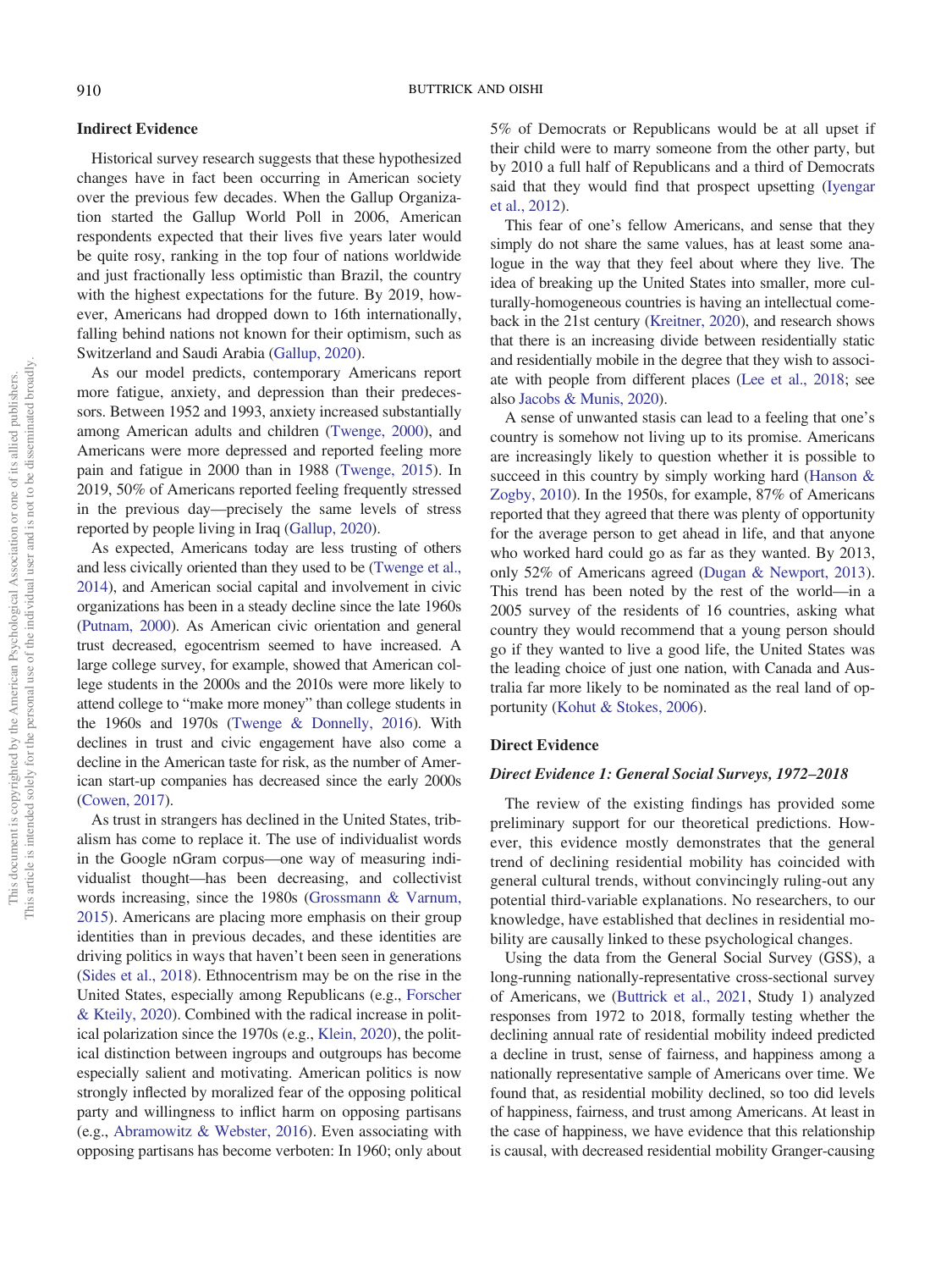### Indirect Evidence

Historical survey research suggests that these hypothesized changes have in fact been occurring in American society over the previous few decades. When the Gallup Organization started the Gallup World Poll in 2006, American respondents expected that their lives five years later would be quite rosy, ranking in the top four of nations worldwide and just fractionally less optimistic than Brazil, the country with the highest expectations for the future. By 2019, however, Americans had dropped down to 16th internationally, falling behind nations not known for their optimism, such as Switzerland and Saudi Arabia (Gallup, 2020).

As our model predicts, contemporary Americans report more fatigue, anxiety, and depression than their predecessors. Between 1952 and 1993, anxiety increased substantially among American adults and children (Twenge, 2000), and Americans were more depressed and reported feeling more pain and fatigue in 2000 than in 1988 (Twenge, 2015). In 2019, 50% of Americans reported feeling frequently stressed in the previous day—precisely the same levels of stress reported by people living in Iraq (Gallup, 2020).

As expected, Americans today are less trusting of others and less civically oriented than they used to be (Twenge et al., 2014), and American social capital and involvement in civic organizations has been in a steady decline since the late 1960s (Putnam, 2000). As American civic orientation and general trust decreased, egocentrism seemed to have increased. A large college survey, for example, showed that American college students in the 2000s and the 2010s were more likely to attend college to "make more money" than college students in the 1960s and 1970s (Twenge & Donnelly, 2016). With declines in trust and civic engagement have also come a decline in the American taste for risk, as the number of American start-up companies has decreased since the early 2000s (Cowen, 2017).

As trust in strangers has declined in the United States, tribalism has come to replace it. The use of individualist words in the Google nGram corpus—one way of measuring individualist thought—has been decreasing, and collectivist words increasing, since the 1980s (Grossmann & Varnum, 2015). Americans are placing more emphasis on their group identities than in previous decades, and these identities are driving politics in ways that haven't been seen in generations (Sides et al., 2018). Ethnocentrism may be on the rise in the United States, especially among Republicans (e.g., Forscher & Kteily, 2020). Combined with the radical increase in political polarization since the 1970s (e.g., Klein, 2020), the political distinction between ingroups and outgroups has become especially salient and motivating. American politics is now strongly inflected by moralized fear of the opposing political party and willingness to inflict harm on opposing partisans (e.g., Abramowitz & Webster, 2016). Even associating with opposing partisans has become verboten: In 1960; only about 5% of Democrats or Republicans would be at all upset if their child were to marry someone from the other party, but by 2010 a full half of Republicans and a third of Democrats said that they would find that prospect upsetting (Iyengar et al., 2012).

This fear of one's fellow Americans, and sense that they simply do not share the same values, has at least some analogue in the way that they feel about where they live. The idea of breaking up the United States into smaller, more culturally-homogeneous countries is having an intellectual comeback in the 21st century (Kreitner, 2020), and research shows that there is an increasing divide between residentially static and residentially mobile in the degree that they wish to associate with people from different places (Lee et al., 2018; see also Jacobs & Munis, 2020).

A sense of unwanted stasis can lead to a feeling that one's country is somehow not living up to its promise. Americans are increasingly likely to question whether it is possible to succeed in this country by simply working hard (Hanson & Zogby, 2010). In the 1950s, for example, 87% of Americans reported that they agreed that there was plenty of opportunity for the average person to get ahead in life, and that anyone who worked hard could go as far as they wanted. By 2013, only 52% of Americans agreed (Dugan & Newport, 2013). This trend has been noted by the rest of the world—in a 2005 survey of the residents of 16 countries, asking what country they would recommend that a young person should go if they wanted to live a good life, the United States was the leading choice of just one nation, with Canada and Australia far more likely to be nominated as the real land of opportunity (Kohut & Stokes, 2006).

### Direct Evidence

#### *Direct Evidence 1: General Social Surveys, 1972–2018*

The review of the existing findings has provided some preliminary support for our theoretical predictions. However, this evidence mostly demonstrates that the general trend of declining residential mobility has coincided with general cultural trends, without convincingly ruling-out any potential third-variable explanations. No researchers, to our knowledge, have established that declines in residential mobility are causally linked to these psychological changes.

Using the data from the General Social Survey (GSS), a long-running nationally-representative cross-sectional survey of Americans, we (Buttrick et al., 2021, Study 1) analyzed responses from 1972 to 2018, formally testing whether the declining annual rate of residential mobility indeed predicted a decline in trust, sense of fairness, and happiness among a nationally representative sample of Americans over time. We found that, as residential mobility declined, so too did levels of happiness, fairness, and trust among Americans. At least in the case of happiness, we have evidence that this relationship is causal, with decreased residential mobility Granger-causing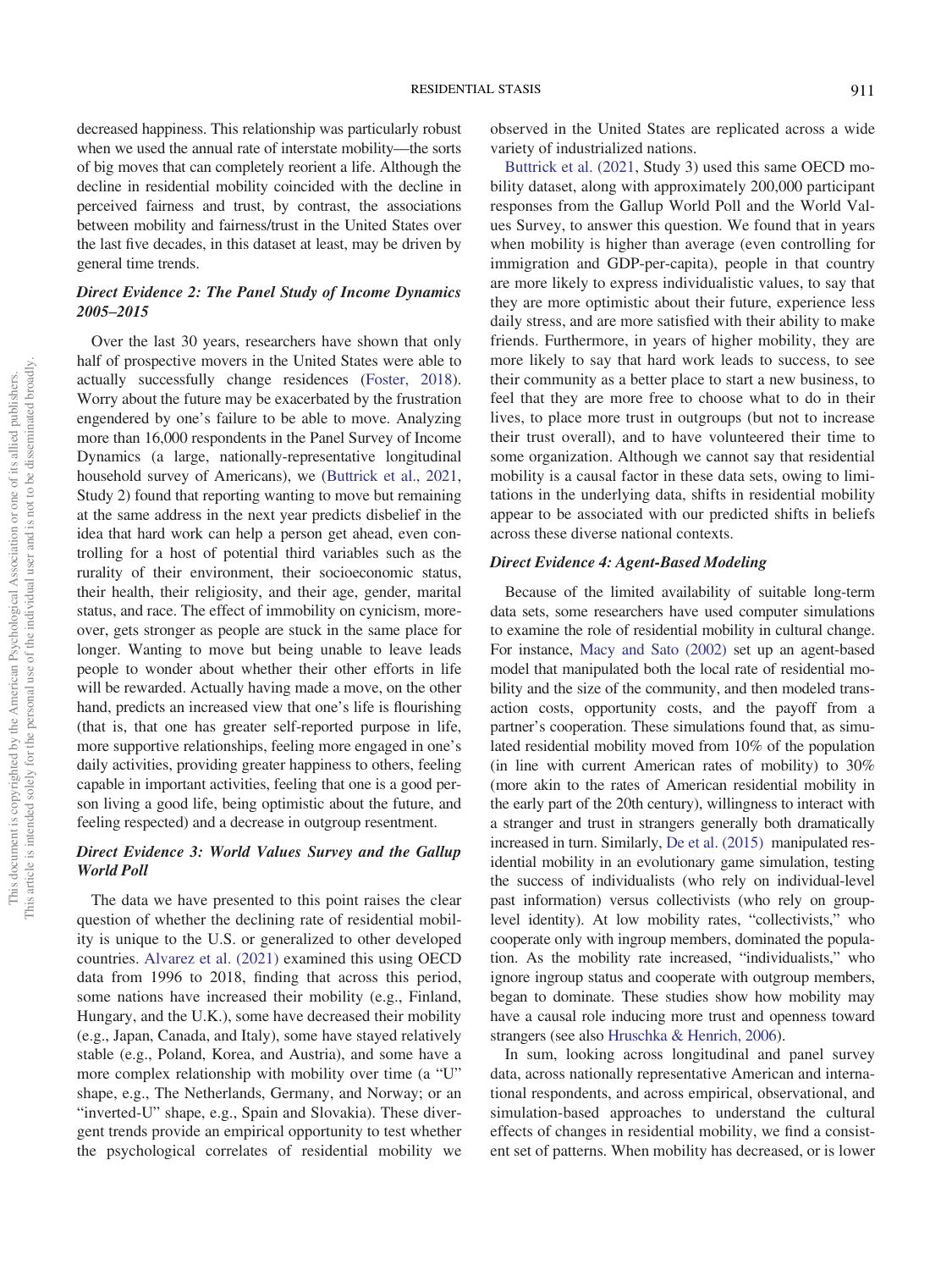decreased happiness. This relationship was particularly robust when we used the annual rate of interstate mobility—the sorts of big moves that can completely reorient a life. Although the decline in residential mobility coincided with the decline in perceived fairness and trust, by contrast, the associations between mobility and fairness/trust in the United States over the last five decades, in this dataset at least, may be driven by general time trends.

### *Direct Evidence 2: The Panel Study of Income Dynamics 2005–2015*

Over the last 30 years, researchers have shown that only half of prospective movers in the United States were able to actually successfully change residences (Foster, 2018). Worry about the future may be exacerbated by the frustration engendered by one's failure to be able to move. Analyzing more than 16,000 respondents in the Panel Survey of Income Dynamics (a large, nationally-representative longitudinal household survey of Americans), we (Buttrick et al., 2021, Study 2) found that reporting wanting to move but remaining at the same address in the next year predicts disbelief in the idea that hard work can help a person get ahead, even controlling for a host of potential third variables such as the rurality of their environment, their socioeconomic status, their health, their religiosity, and their age, gender, marital status, and race. The effect of immobility on cynicism, moreover, gets stronger as people are stuck in the same place for longer. Wanting to move but being unable to leave leads people to wonder about whether their other efforts in life will be rewarded. Actually having made a move, on the other hand, predicts an increased view that one's life is flourishing (that is, that one has greater self-reported purpose in life, more supportive relationships, feeling more engaged in one's daily activities, providing greater happiness to others, feeling capable in important activities, feeling that one is a good person living a good life, being optimistic about the future, and feeling respected) and a decrease in outgroup resentment.

### *Direct Evidence 3: World Values Survey and the Gallup World Poll*

The data we have presented to this point raises the clear question of whether the declining rate of residential mobility is unique to the U.S. or generalized to other developed countries. Alvarez et al. (2021) examined this using OECD data from 1996 to 2018, finding that across this period, some nations have increased their mobility (e.g., Finland, Hungary, and the U.K.), some have decreased their mobility (e.g., Japan, Canada, and Italy), some have stayed relatively stable (e.g., Poland, Korea, and Austria), and some have a more complex relationship with mobility over time (a "U" shape, e.g., The Netherlands, Germany, and Norway; or an "inverted-U" shape, e.g., Spain and Slovakia). These divergent trends provide an empirical opportunity to test whether the psychological correlates of residential mobility we observed in the United States are replicated across a wide variety of industrialized nations.

Buttrick et al. (2021, Study 3) used this same OECD mobility dataset, along with approximately 200,000 participant responses from the Gallup World Poll and the World Values Survey, to answer this question. We found that in years when mobility is higher than average (even controlling for immigration and GDP-per-capita), people in that country are more likely to express individualistic values, to say that they are more optimistic about their future, experience less daily stress, and are more satisfied with their ability to make friends. Furthermore, in years of higher mobility, they are more likely to say that hard work leads to success, to see their community as a better place to start a new business, to feel that they are more free to choose what to do in their lives, to place more trust in outgroups (but not to increase their trust overall), and to have volunteered their time to some organization. Although we cannot say that residential mobility is a causal factor in these data sets, owing to limitations in the underlying data, shifts in residential mobility appear to be associated with our predicted shifts in beliefs across these diverse national contexts.

### *Direct Evidence 4: Agent-Based Modeling*

Because of the limited availability of suitable long-term data sets, some researchers have used computer simulations to examine the role of residential mobility in cultural change. For instance, Macy and Sato (2002) set up an agent-based model that manipulated both the local rate of residential mobility and the size of the community, and then modeled transaction costs, opportunity costs, and the payoff from a partner's cooperation. These simulations found that, as simulated residential mobility moved from 10% of the population (in line with current American rates of mobility) to 30% (more akin to the rates of American residential mobility in the early part of the 20th century), willingness to interact with a stranger and trust in strangers generally both dramatically increased in turn. Similarly, De et al. (2015) manipulated residential mobility in an evolutionary game simulation, testing the success of individualists (who rely on individual-level past information) versus collectivists (who rely on group-level identity). At low mobility rates, "collectivists," who cooperate only with ingroup members, dominated the population. As the mobility rate increased, "individualists," who ignore ingroup status and cooperate with outgroup members, began to dominate. These studies show how mobility may have a causal role inducing more trust and openness toward strangers (see also Hruschka & Henrich, 2006).

In sum, looking across longitudinal and panel survey data, across nationally representative American and international respondents, and across empirical, observational, and simulation-based approaches to understand the cultural effects of changes in residential mobility, we find a consistent set of patterns. When mobility has decreased, or is lower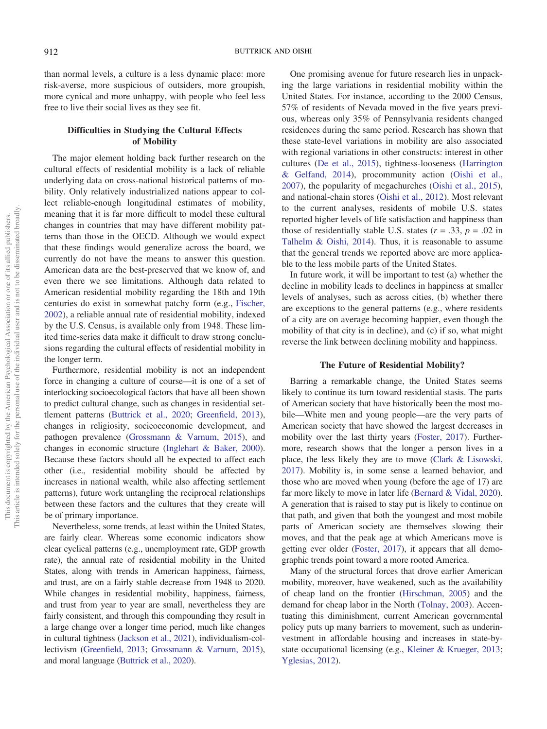than normal levels, a culture is a less dynamic place: more risk-averse, more suspicious of outsiders, more groupish, more cynical and more unhappy, with people who feel less free to live their social lives as they see fit.

## Difficulties in Studying the Cultural Effects of Mobility

The major element holding back further research on the cultural effects of residential mobility is a lack of reliable underlying data on cross-national historical patterns of mobility. Only relatively industrialized nations appear to collect reliable-enough longitudinal estimates of mobility, meaning that it is far more difficult to model these cultural changes in countries that may have different mobility patterns than those in the OECD. Although we would expect that these findings would generalize across the board, we currently do not have the means to answer this question. American data are the best-preserved that we know of, and even there we see limitations. Although data related to American residential mobility regarding the 18th and 19th centuries do exist in somewhat patchy form (e.g., Fischer, 2002), a reliable annual rate of residential mobility, indexed by the U.S. Census, is available only from 1948. These limited time-series data make it difficult to draw strong conclusions regarding the cultural effects of residential mobility in the longer term.

Furthermore, residential mobility is not an independent force in changing a culture of course—it is one of a set of interlocking socioecological factors that have all been shown to predict cultural change, such as changes in residential settlement patterns (Buttrick et al., 2020; Greenfield, 2013), changes in religiosity, socioeconomic development, and pathogen prevalence (Grossmann & Varnum, 2015), and changes in economic structure (Inglehart & Baker, 2000). Because these factors should all be expected to affect each other (i.e., residential mobility should be affected by increases in national wealth, while also affecting settlement patterns), future work untangling the reciprocal relationships between these factors and the cultures that they create will be of primary importance.

Nevertheless, some trends, at least within the United States, are fairly clear. Whereas some economic indicators show clear cyclical patterns (e.g., unemployment rate, GDP growth rate), the annual rate of residential mobility in the United States, along with trends in American happiness, fairness, and trust, are on a fairly stable decrease from 1948 to 2020. While changes in residential mobility, happiness, fairness, and trust from year to year are small, nevertheless they are fairly consistent, and through this compounding they result in a large change over a longer time period, much like changes in cultural tightness (Jackson et al., 2021), individualism-collectivism (Greenfield, 2013; Grossmann & Varnum, 2015), and moral language (Buttrick et al., 2020).

One promising avenue for future research lies in unpacking the large variations in residential mobility within the United States. For instance, according to the 2000 Census, 57% of residents of Nevada moved in the five years previous, whereas only 35% of Pennsylvania residents changed residences during the same period. Research has shown that these state-level variations in mobility are also associated with regional variations in other constructs: interest in other cultures (De et al., 2015), tightness-looseness (Harrington & Gelfand, 2014), procommunity action (Oishi et al., 2007), the popularity of megachurches (Oishi et al., 2015), and national-chain stores (Oishi et al., 2012). Most relevant to the current analyses, residents of mobile U.S. states reported higher levels of life satisfaction and happiness than those of residentially stable U.S. states ($r = .33$, $p = .02$ in Talhelm & Oishi, 2014). Thus, it is reasonable to assume that the general trends we reported above are more applicable to the less mobile parts of the United States.

In future work, it will be important to test (a) whether the decline in mobility leads to declines in happiness at smaller levels of analyses, such as across cities, (b) whether there are exceptions to the general patterns (e.g., where residents of a city are on average becoming happier, even though the mobility of that city is in decline), and (c) if so, what might reverse the link between declining mobility and happiness.

## The Future of Residential Mobility?

Barring a remarkable change, the United States seems likely to continue its turn toward residential stasis. The parts of American society that have historically been the most mobile—White men and young people—are the very parts of American society that have showed the largest decreases in mobility over the last thirty years (Foster, 2017). Furthermore, research shows that the longer a person lives in a place, the less likely they are to move (Clark & Lisowski, 2017). Mobility is, in some sense a learned behavior, and those who are moved when young (before the age of 17) are far more likely to move in later life (Bernard & Vidal, 2020). A generation that is raised to stay put is likely to continue on that path, and given that both the youngest and most mobile parts of American society are themselves slowing their moves, and that the peak age at which Americans move is getting ever older (Foster, 2017), it appears that all demographic trends point toward a more rooted America.

Many of the structural forces that drove earlier American mobility, moreover, have weakened, such as the availability of cheap land on the frontier (Hirschman, 2005) and the demand for cheap labor in the North (Tolnay, 2003). Accentuating this diminishment, current American governmental policy puts up many barriers to movement, such as underinvestment in affordable housing and increases in state-by-state occupational licensing (e.g., Kleiner & Krueger, 2013; Yglesias, 2012).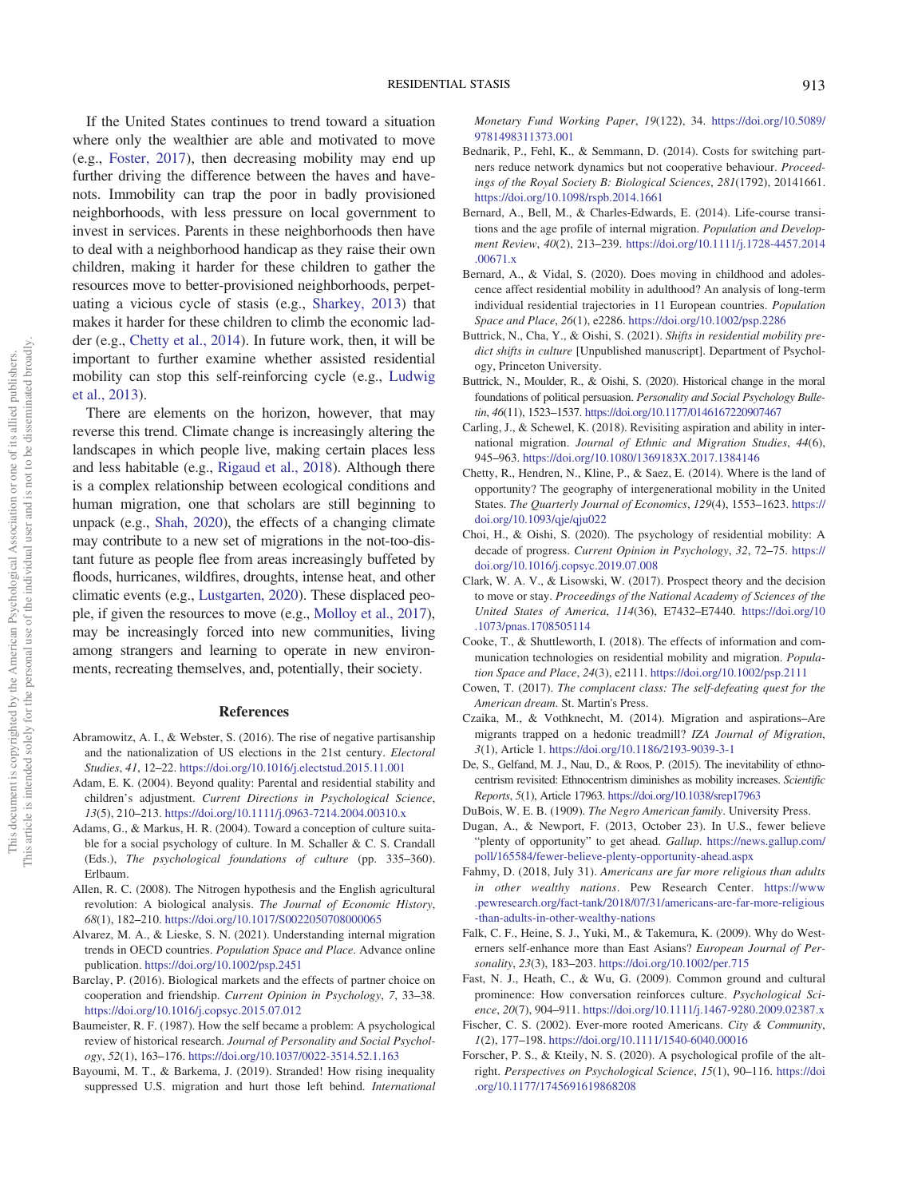If the United States continues to trend toward a situation where only the wealthier are able and motivated to move (e.g., Foster, 2017), then decreasing mobility may end up further driving the difference between the haves and have-nots. Immobility can trap the poor in badly provisioned neighborhoods, with less pressure on local government to invest in services. Parents in these neighborhoods then have to deal with a neighborhood handicap as they raise their own children, making it harder for these children to gather the resources move to better-provisioned neighborhoods, perpetuating a vicious cycle of stasis (e.g., Sharkey, 2013) that makes it harder for these children to climb the economic ladder (e.g., Chetty et al., 2014). In future work, then, it will be important to further examine whether assisted residential mobility can stop this self-reinforcing cycle (e.g., Ludwig et al., 2013).

There are elements on the horizon, however, that may reverse this trend. Climate change is increasingly altering the landscapes in which people live, making certain places less and less habitable (e.g., Rigaud et al., 2018). Although there is a complex relationship between ecological conditions and human migration, one that scholars are still beginning to unpack (e.g., Shah, 2020), the effects of a changing climate may contribute to a new set of migrations in the not-too-distant future as people flee from areas increasingly buffeted by floods, hurricanes, wildfires, droughts, intense heat, and other climatic events (e.g., Lustgarten, 2020). These displaced people, if given the resources to move (e.g., Molloy et al., 2017), may be increasingly forced into new communities, living among strangers and learning to operate in new environments, recreating themselves, and, potentially, their society.

## References

Abramowitz, A. I., & Webster, S. (2016). The rise of negative partisanship and the nationalization of US elections in the 21st century. *Electoral Studies*, *41*, 12–22. https://doi.org/10.1016/j.electstud.2015.11.001

Adam, E. K. (2004). Beyond quality: Parental and residential stability and children's adjustment. *Current Directions in Psychological Science*, *13*(5), 210–213. https://doi.org/10.1111/j.0963-7214.2004.00310.x

Adams, G., & Markus, H. R. (2004). Toward a conception of culture suitable for a social psychology of culture. In M. Schaller & C. S. Crandall (Eds.), *The psychological foundations of culture* (pp. 335–360). Erlbaum.

Allen, R. C. (2008). The Nitrogen hypothesis and the English agricultural revolution: A biological analysis. *The Journal of Economic History*, *68*(1), 182–210. https://doi.org/10.1017/S0022050708000065

Alvarez, M. A., & Lieske, S. N. (2021). Understanding internal migration trends in OECD countries. *Population Space and Place*. Advance online publication. https://doi.org/10.1002/psp.2451

Barclay, P. (2016). Biological markets and the effects of partner choice on cooperation and friendship. *Current Opinion in Psychology*, *7*, 33–38. https://doi.org/10.1016/j.copsyc.2015.07.012

Baumeister, R. F. (1987). How the self became a problem: A psychological review of historical research. *Journal of Personality and Social Psychology*, *52*(1), 163–176. https://doi.org/10.1037/0022-3514.52.1.163

Bayoumi, M. T., & Barkema, J. (2019). Stranded! How rising inequality suppressed U.S. migration and hurt those left behind. *International Monetary Fund Working Paper*, *19*(122), 34. https://doi.org/10.5089/9781498311373.001

Bednarik, P., Fehl, K., & Semmann, D. (2014). Costs for switching partners reduce network dynamics but not cooperative behaviour. *Proceedings of the Royal Society B: Biological Sciences*, *281*(1792), 20141661. https://doi.org/10.1098/rspb.2014.1661

Bernard, A., Bell, M., & Charles-Edwards, E. (2014). Life-course transitions and the age profile of internal migration. *Population and Development Review*, *40*(2), 213–239. https://doi.org/10.1111/j.1728-4457.2014.00671.x

Bernard, A., & Vidal, S. (2020). Does moving in childhood and adolescence affect residential mobility in adulthood? An analysis of long-term individual residential trajectories in 11 European countries. *Population Space and Place*, *26*(1), e2286. https://doi.org/10.1002/psp.2286

Buttrick, N., Cha, Y., & Oishi, S. (2021). *Shifts in residential mobility predict shifts in culture* [Unpublished manuscript]. Department of Psychology, Princeton University.

Buttrick, N., Moulder, R., & Oishi, S. (2020). Historical change in the moral foundations of political persuasion. *Personality and Social Psychology Bulletin*, *46*(11), 1523–1537. https://doi.org/10.1177/0146167220907467

Carling, J., & Schewel, K. (2018). Revisiting aspiration and ability in international migration. *Journal of Ethnic and Migration Studies*, *44*(6), 945–963. https://doi.org/10.1080/1369183X.2017.1384146

Chetty, R., Hendren, N., Kline, P., & Saez, E. (2014). Where is the land of opportunity? The geography of intergenerational mobility in the United States. *The Quarterly Journal of Economics*, *129*(4), 1553–1623. https://doi.org/10.1093/qje/qju022

Choi, H., & Oishi, S. (2020). The psychology of residential mobility: A decade of progress. *Current Opinion in Psychology*, *32*, 72–75. https://doi.org/10.1016/j.copsyc.2019.07.008

Clark, W. A. V., & Lisowski, W. (2017). Prospect theory and the decision to move or stay. *Proceedings of the National Academy of Sciences of the United States of America*, *114*(36), E7432–E7440. https://doi.org/10.1073/pnas.1708505114

Cooke, T., & Shuttleworth, I. (2018). The effects of information and communication technologies on residential mobility and migration. *Population Space and Place*, *24*(3), e2111. https://doi.org/10.1002/psp.2111

Cowen, T. (2017). *The complacent class: The self-defeating quest for the American dream*. St. Martin's Press.

Czaika, M., & Vothknecht, M. (2014). Migration and aspirations–Are migrants trapped on a hedonic treadmill? *IZA Journal of Migration*, *3*(1), Article 1. https://doi.org/10.1186/2193-9039-3-1

De, S., Gelfand, M. J., Nau, D., & Roos, P. (2015). The inevitability of ethnocentrism revisited: Ethnocentrism diminishes as mobility increases. *Scientific Reports*, *5*(1), Article 17963. https://doi.org/10.1038/srep17963

DuBois, W. E. B. (1909). *The Negro American family*. University Press.

Dugan, A., & Newport, F. (2013, October 23). In U.S., fewer believe "plenty of opportunity" to get ahead. *Gallup*. https://news.gallup.com/poll/165584/fewer-believe-plenty-opportunity-ahead.aspx

Fahmy, D. (2018, July 31). *Americans are far more religious than adults in other wealthy nations*. Pew Research Center. https://www.pewresearch.org/fact-tank/2018/07/31/americans-are-far-more-religious-than-adults-in-other-wealthy-nations

Falk, C. F., Heine, S. J., Yuki, M., & Takemura, K. (2009). Why do Westerners self-enhance more than East Asians? *European Journal of Personality*, *23*(3), 183–203. https://doi.org/10.1002/per.715

Fast, N. J., Heath, C., & Wu, G. (2009). Common ground and cultural prominence: How conversation reinforces culture. *Psychological Science*, *20*(7), 904–911. https://doi.org/10.1111/j.1467-9280.2009.02387.x

Fischer, C. S. (2002). Ever-more rooted Americans. *City & Community*, *1*(2), 177–198. https://doi.org/10.1111/1540-6040.00016

Forscher, P. S., & Kteily, N. S. (2020). A psychological profile of the alt-right. *Perspectives on Psychological Science*, *15*(1), 90–116. https://doi.org/10.1177/1745691619868208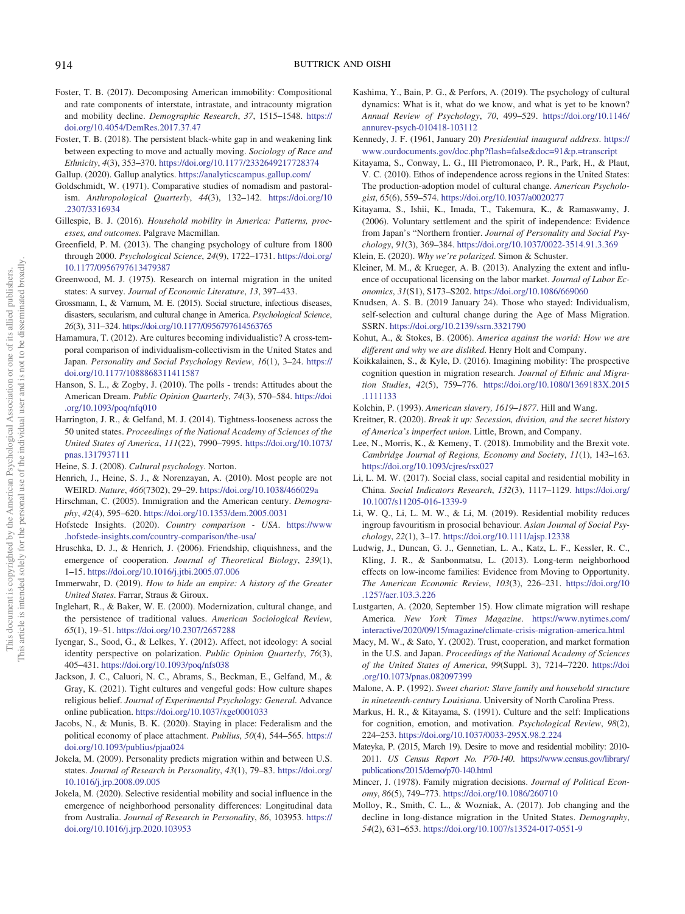Foster, T. B. (2017). Decomposing American immobility: Compositional and rate components of interstate, intrastate, and intracounty migration and mobility decline. *Demographic Research*, *37*, 1515–1548. https://doi.org/10.4054/DemRes.2017.37.47

Foster, T. B. (2018). The persistent black-white gap in and weakening link between expecting to move and actually moving. *Sociology of Race and Ethnicity*, *4*(3), 353–370. https://doi.org/10.1177/2332649217728374

Gallup. (2020). Gallup analytics. https://analyticscampus.gallup.com/

Goldschmidt, W. (1971). Comparative studies of nomadism and pastoralism. *Anthropological Quarterly*, *44*(3), 132–142. https://doi.org/10.2307/3316934

Gillespie, B. J. (2016). *Household mobility in America: Patterns, processes, and outcomes*. Palgrave Macmillan.

Greenfield, P. M. (2013). The changing psychology of culture from 1800 through 2000. *Psychological Science*, *24*(9), 1722–1731. https://doi.org/10.1177/0956797613479387

Greenwood, M. J. (1975). Research on internal migration in the united states: A survey. *Journal of Economic Literature*, *13*, 397–433.

Grossmann, I., & Varnum, M. E. (2015). Social structure, infectious diseases, disasters, secularism, and cultural change in America. *Psychological Science*, *26*(3), 311–324. https://doi.org/10.1177/0956797614563765

Hamamura, T. (2012). Are cultures becoming individualistic? A cross-temporal comparison of individualism-collectivism in the United States and Japan. *Personality and Social Psychology Review*, *16*(1), 3–24. https://doi.org/10.1177/1088868311411587

Hanson, S. L., & Zogby, J. (2010). The polls - trends: Attitudes about the American Dream. *Public Opinion Quarterly*, *74*(3), 570–584. https://doi.org/10.1093/poq/nfq010

Harrington, J. R., & Gelfand, M. J. (2014). Tightness-looseness across the 50 united states. *Proceedings of the National Academy of Sciences of the United States of America*, *111*(22), 7990–7995. https://doi.org/10.1073/pnas.1317937111

Heine, S. J. (2008). *Cultural psychology*. Norton.

Henrich, J., Heine, S. J., & Norenzayan, A. (2010). Most people are not WEIRD. *Nature*, *466*(7302), 29–29. https://doi.org/10.1038/466029a

Hirschman, C. (2005). Immigration and the American century. *Demography*, *42*(4), 595–620. https://doi.org/10.1353/dem.2005.0031

Hofstede Insights. (2020). *Country comparison - USA*. https://www.hofstede-insights.com/country-comparison/the-usa/

Hruschka, D. J., & Henrich, J. (2006). Friendship, cliquishness, and the emergence of cooperation. *Journal of Theoretical Biology*, *239*(1), 1–15. https://doi.org/10.1016/j.jtbi.2005.07.006

Immerwahr, D. (2019). *How to hide an empire: A history of the Greater United States*. Farrar, Straus & Giroux.

Inglehart, R., & Baker, W. E. (2000). Modernization, cultural change, and the persistence of traditional values. *American Sociological Review*, *65*(1), 19–51. https://doi.org/10.2307/2657288

Iyengar, S., Sood, G., & Lelkes, Y. (2012). Affect, not ideology: A social identity perspective on polarization. *Public Opinion Quarterly*, *76*(3), 405–431. https://doi.org/10.1093/poq/nfs038

Jackson, J. C., Caluori, N. C., Abrams, S., Beckman, E., Gelfand, M., & Gray, K. (2021). Tight cultures and vengeful gods: How culture shapes religious belief. *Journal of Experimental Psychology: General*. Advance online publication. https://doi.org/10.1037/xge0001033

Jacobs, N., & Munis, B. K. (2020). Staying in place: Federalism and the political economy of place attachment. *Publius*, *50*(4), 544–565. https://doi.org/10.1093/publius/pjaa024

Jokela, M. (2009). Personality predicts migration within and between U.S. states. *Journal of Research in Personality*, *43*(1), 79–83. https://doi.org/10.1016/j.jrp.2008.09.005

Jokela, M. (2020). Selective residential mobility and social influence in the emergence of neighborhood personality differences: Longitudinal data from Australia. *Journal of Research in Personality*, *86*, 103953. https://doi.org/10.1016/j.jrp.2020.103953

Kashima, Y., Bain, P. G., & Perfors, A. (2019). The psychology of cultural dynamics: What is it, what do we know, and what is yet to be known? *Annual Review of Psychology*, *70*, 499–529. https://doi.org/10.1146/annurev-psych-010418-103112

Kennedy, J. F. (1961, January 20) *Presidential inaugural address*. https://www.ourdocuments.gov/doc.php?flash=false&doc=91&p.=transcript

Kitayama, S., Conway, L. G., III Pietromonaco, P. R., Park, H., & Plaut, V. C. (2010). Ethos of independence across regions in the United States: The production-adoption model of cultural change. *American Psychologist*, *65*(6), 559–574. https://doi.org/10.1037/a0020277

Kitayama, S., Ishii, K., Imada, T., Takemura, K., & Ramaswamy, J. (2006). Voluntary settlement and the spirit of independence: Evidence from Japan's "Northern frontier. *Journal of Personality and Social Psychology*, *91*(3), 369–384. https://doi.org/10.1037/0022-3514.91.3.369

Klein, E. (2020). *Why we're polarized*. Simon & Schuster.

Kleiner, M. M., & Krueger, A. B. (2013). Analyzing the extent and influence of occupational licensing on the labor market. *Journal of Labor Economics*, *31*(S1), S173–S202. https://doi.org/10.1086/669060

Knudsen, A. S. B. (2019 January 24). Those who stayed: Individualism, self-selection and cultural change during the Age of Mass Migration. SSRN. https://doi.org/10.2139/ssrn.3321790

Kohut, A., & Stokes, B. (2006). *America against the world: How we are different and why we are disliked*. Henry Holt and Company.

Koikkalainen, S., & Kyle, D. (2016). Imagining mobility: The prospective cognition question in migration research. *Journal of Ethnic and Migration Studies*, *42*(5), 759–776. https://doi.org/10.1080/1369183X.2015.1111133

Kolchin, P. (1993). *American slavery, 1619–1877*. Hill and Wang.

Kreitner, R. (2020). *Break it up: Secession, division, and the secret history of America's imperfect union*. Little, Brown, and Company.

Lee, N., Morris, K., & Kemeny, T. (2018). Immobility and the Brexit vote. *Cambridge Journal of Regions, Economy and Society*, *11*(1), 143–163. https://doi.org/10.1093/cjres/rsx027

Li, L. M. W. (2017). Social class, social capital and residential mobility in China. *Social Indicators Research*, *132*(3), 1117–1129. https://doi.org/10.1007/s11205-016-1339-9

Li, W. Q., Li, L. M. W., & Li, M. (2019). Residential mobility reduces ingroup favouritism in prosocial behaviour. *Asian Journal of Social Psychology*, *22*(1), 3–17. https://doi.org/10.1111/ajsp.12338

Ludwig, J., Duncan, G. J., Gennetian, L. A., Katz, L. F., Kessler, R. C., Kling, J. R., & Sanbonmatsu, L. (2013). Long-term neighborhood effects on low-income families: Evidence from Moving to Opportunity. *The American Economic Review*, *103*(3), 226–231. https://doi.org/10.1257/aer.103.3.226

Lustgarten, A. (2020, September 15). How climate migration will reshape America. *New York Times Magazine*. https://www.nytimes.com/interactive/2020/09/15/magazine/climate-crisis-migration-america.html

Macy, M. W., & Sato, Y. (2002). Trust, cooperation, and market formation in the U.S. and Japan. *Proceedings of the National Academy of Sciences of the United States of America*, *99*(Suppl. 3), 7214–7220. https://doi.org/10.1073/pnas.082097399

Malone, A. P. (1992). *Sweet chariot: Slave family and household structure in nineteenth-century Louisiana*. University of North Carolina Press.

Markus, H. R., & Kitayama, S. (1991). Culture and the self: Implications for cognition, emotion, and motivation. *Psychological Review*, *98*(2), 224–253. https://doi.org/10.1037/0033-295X.98.2.224

Mateyka, P. (2015, March 19). Desire to move and residential mobility: 2010-2011. *US Census Report No. P70-140*. https://www.census.gov/library/publications/2015/demo/p70-140.html

Mincer, J. (1978). Family migration decisions. *Journal of Political Economy*, *86*(5), 749–773. https://doi.org/10.1086/260710

Molloy, R., Smith, C. L., & Wozniak, A. (2017). Job changing and the decline in long-distance migration in the United States. *Demography*, *54*(2), 631–653. https://doi.org/10.1007/s13524-017-0551-9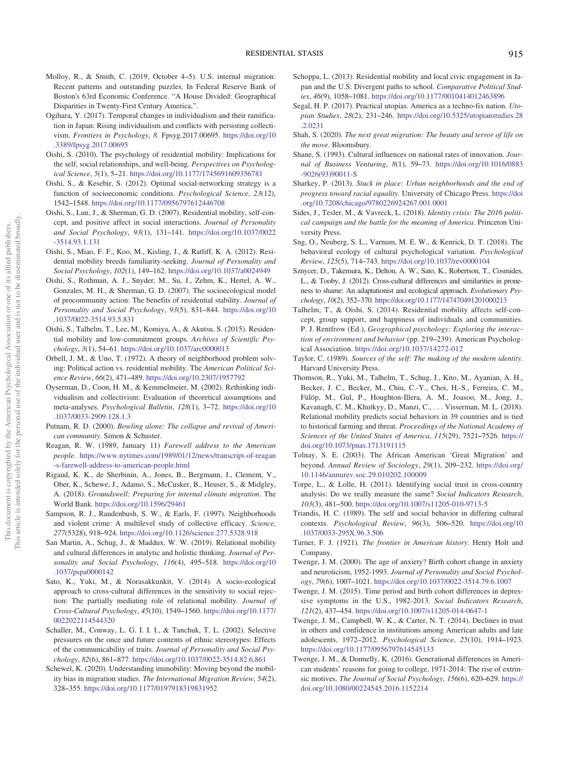Molloy, R., & Smith, C. (2019, October 4–5). U.S. internal migration: Recent patterns and outstanding puzzles. In Federal Reserve Bank of Boston's 63rd Economic Conference. "A House Divided: Geographical Disparities in Twenty-First Century America,".

Ogihara, Y. (2017). Temporal changes in individualism and their ramification in Japan: Rising individualism and conflicts with persisting collectivism. *Frontiers in Psychology*, *8*. Fpsyg.2017.00695. https://doi.org/10.3389/fpsyg.2017.00695

Oishi, S. (2010). The psychology of residential mobility: Implications for the self, social relationships, and well-being. *Perspectives on Psychological Science*, *5*(1), 5–21. https://doi.org/10.1177/1745691609356781

Oishi, S., & Kesebir, S. (2012). Optimal social-networking strategy is a function of socioeconomic conditions. *Psychological Science*, *23*(12), 1542–1548. https://doi.org/10.1177/0956797612446708

Oishi, S., Lun, J., & Sherman, G. D. (2007). Residential mobility, self-concept, and positive affect in social interactions. *Journal of Personality and Social Psychology*, *93*(1), 131–141. https://doi.org/10.1037/0022-3514.93.1.131

Oishi, S., Miao, F. F., Koo, M., Kisling, J., & Ratliff, K. A. (2012). Residential mobility breeds familiarity-seeking. *Journal of Personality and Social Psychology*, *102*(1), 149–162. https://doi.org/10.1037/a0024949

Oishi, S., Rothman, A. J., Snyder, M., Su, J., Zehm, K., Hertel, A. W., Gonzales, M. H., & Sherman, G. D. (2007). The socioecological model of procommunity action: The benefits of residential stability. *Journal of Personality and Social Psychology*, *93*(5), 831–844. https://doi.org/10.1037/0022-3514.93.5.831

Oishi, S., Talhelm, T., Lee, M., Komiya, A., & Akutsu, S. (2015). Residential mobility and low-commitment groups. *Archives of Scientific Psychology*, *3*(1), 54–61. https://doi.org/10.1037/arc0000013

Orbell, J. M., & Uno, T. (1972). A theory of neighborhood problem solving: Political action vs. residential mobility. The *American Political Science Review*, *66*(2), 471–489. https://doi.org/10.2307/1957792

Oyserman, D., Coon, H. M., & Kemmelmeier, M. (2002). Rethinking individualism and collectivism: Evaluation of theoretical assumptions and meta-analyses. *Psychological Bulletin*, *128*(1), 3–72. https://doi.org/10.1037/0033-2909.128.1.3

Putnam, R. D. (2000). *Bowling alone: The collapse and revival of American community*. Simon & Schuster.

Reagan, R. W. (1989, January 11) *Farewell address to the American people*. https://www.nytimes.com/1989/01/12/news/transcript-of-reagan-s-farewell-address-to-american-people.html

Rigaud, K. K., de Sherbinin, A., Jones, B., Bergmann, J., Clement, V., Ober, K., Schewe, J., Adamo, S., McCusker, B., Heuser, S., & Midgley, A. (2018). *Groundswell: Preparing for internal climate migration*. The World Bank. https://doi.org/10.1596/29461

Sampson, R. J., Raudenbush, S. W., & Earls, F. (1997). Neighborhoods and violent crime: A multilevel study of collective efficacy. *Science*, *277*(5328), 918–924. https://doi.org/10.1126/science.277.5328.918

San Martin, A., Schug, J., & Maddux, W. W. (2019). Relational mobility and cultural differences in analytic and holistic thinking. *Journal of Personality and Social Psychology*, *116*(4), 495–518. https://doi.org/10.1037/pspa0000142

Sato, K., Yuki, M., & Norasakkunkit, V. (2014). A socio-ecological approach to cross-cultural differences in the sensitivity to social rejection: The partially mediating role of relational mobility. *Journal of Cross-Cultural Psychology*, *45*(10), 1549–1560. https://doi.org/10.1177/0022022114544320

Schaller, M., Conway, L. G. I. I. I., & Tanchuk, T. L. (2002). Selective pressures on the once and future contents of ethnic stereotypes: Effects of the communicability of traits. *Journal of Personality and Social Psychology*, *82*(6), 861–877. https://doi.org/10.1037/0022-3514.82.6.861

Schewel, K. (2020). Understanding immobility: Moving beyond the mobility bias in migration studies. *The International Migration Review*, *54*(2), 328–355. https://doi.org/10.1177/0197918319831952

Schoppa, L. (2013). Residential mobility and local civic engagement in Japan and the U.S: Divergent paths to school. *Comparative Political Studies*, *46*(9), 1058–1081. https://doi.org/10.1177/0010414012463896

Segal, H. P. (2017). Practical utopias. America as a techno-fix nation. *Utopian Studies*, *28*(2), 231–246. https://doi.org/10.5325/utopianstudies.28.2.0231

Shah, S. (2020). *The next great migration: The beauty and terror of life on the move*. Bloomsbury.

Shane, S. (1993). Cultural influences on national rates of innovation. *Journal of Business Venturing*, *8*(1), 59–73. https://doi.org/10.1016/0883-9026(93)90011-S

Sharkey, P. (2013). *Stuck in place: Urban neighborhoods and the end of progress toward racial equality*. University of Chicago Press. https://doi.org/10.7208/chicago/9780226924267.001.0001

Sides, J., Tesler, M., & Vavreck, L. (2018). *Identity crisis: The 2016 political campaign and the battle for the meaning of America*. Princeton University Press.

Sng, O., Neuberg, S. L., Varnum, M. E. W., & Kenrick, D. T. (2018). The behavioral ecology of cultural psychological variation. *Psychological Review*, *125*(5), 714–743. https://doi.org/10.1037/rev0000104

Sznycer, D., Takemura, K., Delton, A. W., Sato, K., Robertson, T., Cosmides, L., & Tooby, J. (2012). Cross-cultural differences and similarities in proneness to shame: An adaptationist and ecological approach. *Evolutionary Psychology*, *10*(2), 352–370. https://doi.org/10.1177/147470491201000213

Talhelm, T., & Oishi, S. (2014). Residential mobility affects self-concept, group support, and happiness of individuals and communities. P. J. Rentfrow (Ed.), *Geographical psychology: Exploring the interaction of environment and behavior* (pp. 219–239). American Psychological Association. https://doi.org/10.1037/14272-012

Taylor, C. (1989). *Sources of the self: The making of the modern identity*. Harvard University Press.

Thomson, R., Yuki, M., Talhelm, T., Schug, J., Kito, M., Ayanian, A. H., Becker, J. C., Becker, M., Chiu, C.-Y., Choi, H.-S., Ferreira, C. M., Fülöp, M., Gul, P., Houghton-Illera, A. M., Joasoo, M., Jong, J., Kavanagh, C. M., Khutkyy, D., Manzi, C., . . . Visserman, M. L. (2018). Relational mobility predicts social behaviors in 39 countries and is tied to historical farming and threat. *Proceedings of the National Academy of Sciences of the United States of America*, *115*(29), 7521–7526. https://doi.org/10.1073/pnas.1713191115

Tolnay, S. E. (2003). The African American 'Great Migration' and beyond. *Annual Review of Sociology*, *29*(1), 209–232. https://doi.org/10.1146/annurev.soc.29.010202.100009

Torpe, L., & Lolle, H. (2011). Identifying social trust in cross-country analysis: Do we really measure the same? *Social Indicators Research*, *103*(3), 481–500. https://doi.org/10.1007/s11205-010-9713-5

Triandis, H. C. (1989). The self and social behavior in differing cultural contexts. *Psychological Review*, *96*(3), 506–520. https://doi.org/10.1037/0033-295X.96.3.506

Turner, F. J. (1921). *The frontier in American history*. Henry Holt and Company.

Twenge, J. M. (2000). The age of anxiety? Birth cohort change in anxiety and neuroticism, 1952-1993. *Journal of Personality and Social Psychology*, *79*(6), 1007–1021. https://doi.org/10.1037/0022-3514.79.6.1007

Twenge, J. M. (2015). Time period and birth cohort differences in depressive symptoms in the U.S., 1982-2013. *Social Indicators Research*, *121*(2), 437–454. https://doi.org/10.1007/s11205-014-0647-1

Twenge, J. M., Campbell, W. K., & Carter, N. T. (2014). Declines in trust in others and confidence in institutions among American adults and late adolescents, 1972–2012. *Psychological Science*, *25*(10), 1914–1923. https://doi.org/10.1177/0956797614545133

Twenge, J. M., & Donnelly, K. (2016). Generational differences in American students' reasons for going to college, 1971-2014: The rise of extrinsic motives. *The Journal of Social Psychology*, *156*(6), 620–629. https://doi.org/10.1080/00224545.2016.1152214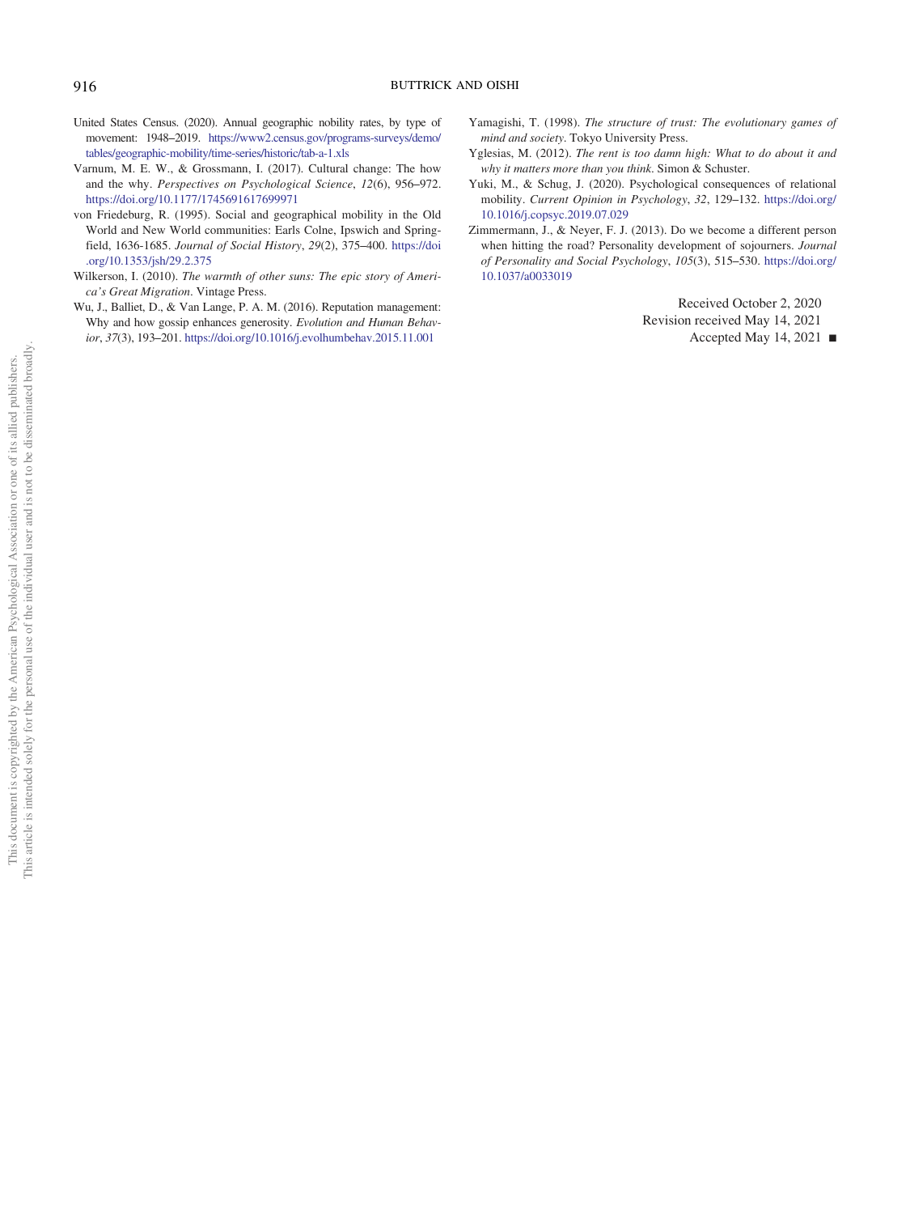United States Census. (2020). Annual geographic nobility rates, by type of movement: 1948–2019. https://www2.census.gov/programs-surveys/demo/tables/geographic-mobility/time-series/historic/tab-a-1.xls

Varnum, M. E. W., & Grossmann, I. (2017). Cultural change: The how and the why. *Perspectives on Psychological Science*, *12*(6), 956–972. https://doi.org/10.1177/1745691617699971

von Friedeburg, R. (1995). Social and geographical mobility in the Old World and New World communities: Earls Colne, Ipswich and Springfield, 1636-1685. *Journal of Social History*, *29*(2), 375–400. https://doi.org/10.1353/jsh/29.2.375

Wilkerson, I. (2010). *The warmth of other suns: The epic story of America's Great Migration*. Vintage Press.

Wu, J., Balliet, D., & Van Lange, P. A. M. (2016). Reputation management: Why and how gossip enhances generosity. *Evolution and Human Behavior*, *37*(3), 193–201. https://doi.org/10.1016/j.evolhumbehav.2015.11.001

Yamagishi, T. (1998). *The structure of trust: The evolutionary games of mind and society*. Tokyo University Press.

Yglesias, M. (2012). *The rent is too damn high: What to do about it and why it matters more than you think*. Simon & Schuster.

Yuki, M., & Schug, J. (2020). Psychological consequences of relational mobility. *Current Opinion in Psychology*, *32*, 129–132. https://doi.org/10.1016/j.copsyc.2019.07.029

Zimmermann, J., & Neyer, F. J. (2013). Do we become a different person when hitting the road? Personality development of sojourners. *Journal of Personality and Social Psychology*, *105*(3), 515–530. https://doi.org/10.1037/a0033019

Received October 2, 2020
Revision received May 14, 2021
Accepted May 14, 2021 ■